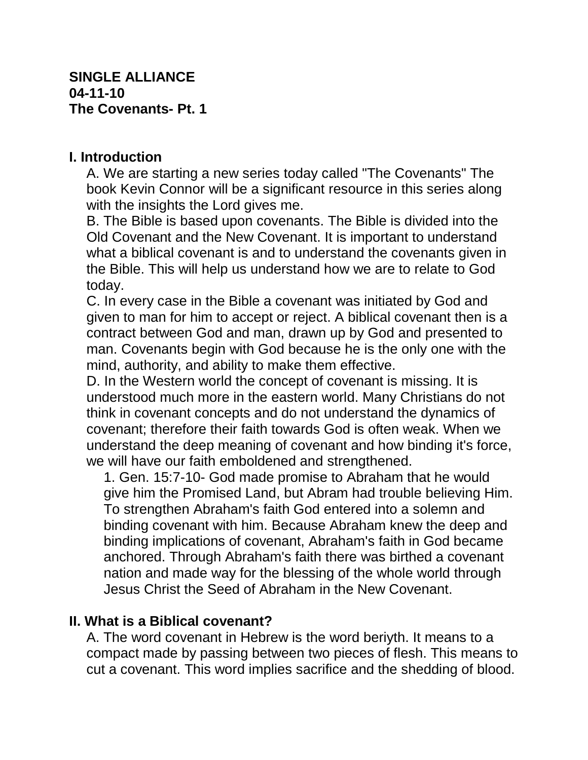**SINGLE ALLIANCE**
**04-11-10**
**The Covenants- Pt. 1**

## I. Introduction

A. We are starting a new series today called "The Covenants" The book Kevin Connor will be a significant resource in this series along with the insights the Lord gives me.

B. The Bible is based upon covenants. The Bible is divided into the Old Covenant and the New Covenant. It is important to understand what a biblical covenant is and to understand the covenants given in the Bible. This will help us understand how we are to relate to God today.

C. In every case in the Bible a covenant was initiated by God and given to man for him to accept or reject. A biblical covenant then is a contract between God and man, drawn up by God and presented to man. Covenants begin with God because he is the only one with the mind, authority, and ability to make them effective.

D. In the Western world the concept of covenant is missing. It is understood much more in the eastern world. Many Christians do not think in covenant concepts and do not understand the dynamics of covenant; therefore their faith towards God is often weak. When we understand the deep meaning of covenant and how binding it's force, we will have our faith emboldened and strengthened.

1. Gen. 15:7-10- God made promise to Abraham that he would give him the Promised Land, but Abram had trouble believing Him. To strengthen Abraham's faith God entered into a solemn and binding covenant with him. Because Abraham knew the deep and binding implications of covenant, Abraham's faith in God became anchored. Through Abraham's faith there was birthed a covenant nation and made way for the blessing of the whole world through Jesus Christ the Seed of Abraham in the New Covenant.

## II. What is a Biblical covenant?

A. The word covenant in Hebrew is the word beriyth. It means to a compact made by passing between two pieces of flesh. This means to cut a covenant. This word implies sacrifice and the shedding of blood.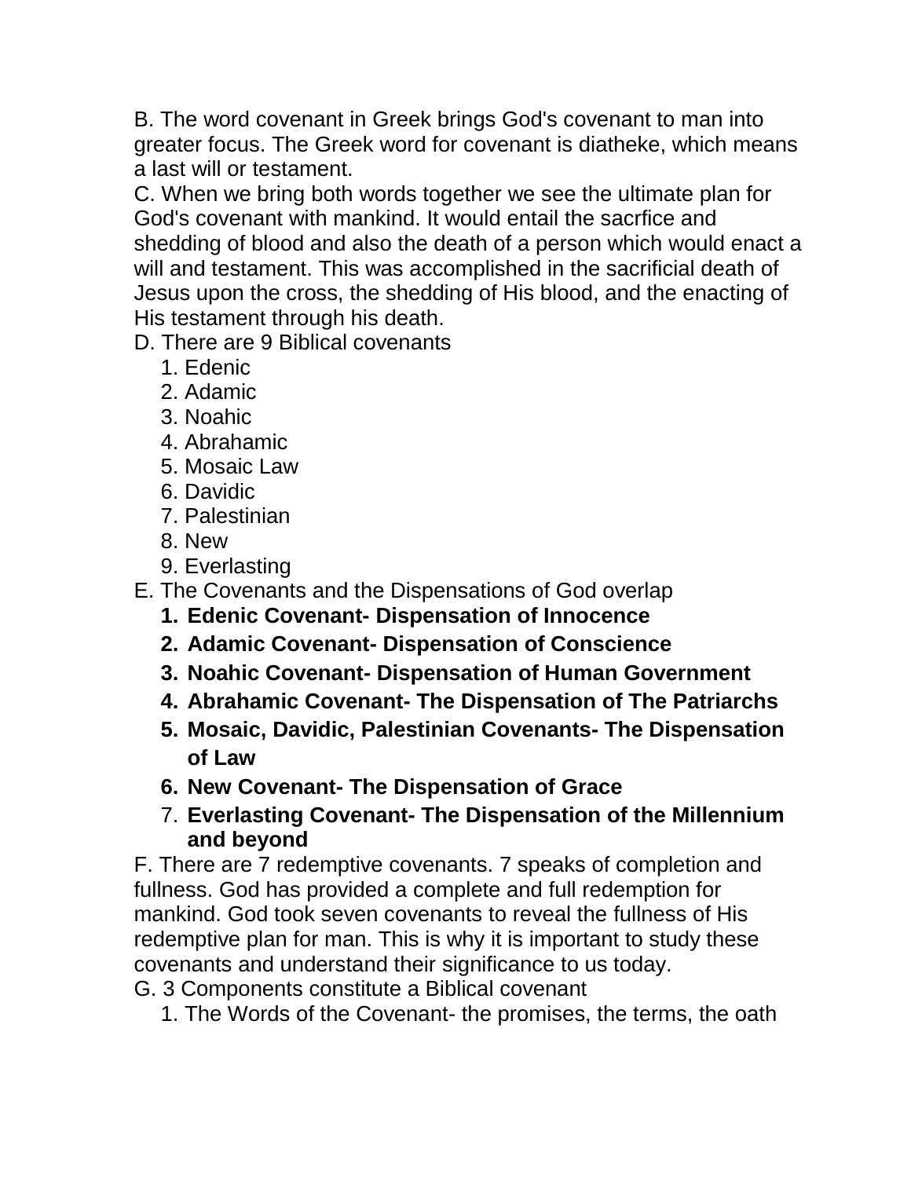B. The word covenant in Greek brings God's covenant to man into greater focus. The Greek word for covenant is diatheke, which means a last will or testament.

C. When we bring both words together we see the ultimate plan for God's covenant with mankind. It would entail the sacrfice and shedding of blood and also the death of a person which would enact a will and testament. This was accomplished in the sacrificial death of Jesus upon the cross, the shedding of His blood, and the enacting of His testament through his death.

D. There are 9 Biblical covenants

1. Edenic
2. Adamic
3. Noahic
4. Abrahamic
5. Mosaic Law
6. Davidic
7. Palestinian
8. New
9. Everlasting

E. The Covenants and the Dispensations of God overlap

1. **Edenic Covenant- Dispensation of Innocence**
2. **Adamic Covenant- Dispensation of Conscience**
3. **Noahic Covenant- Dispensation of Human Government**
4. **Abrahamic Covenant- The Dispensation of The Patriarchs**
5. **Mosaic, Davidic, Palestinian Covenants- The Dispensation of Law**
6. **New Covenant- The Dispensation of Grace**
7. **Everlasting Covenant- The Dispensation of the Millennium and beyond**

F. There are 7 redemptive covenants. 7 speaks of completion and fullness. God has provided a complete and full redemption for mankind. God took seven covenants to reveal the fullness of His redemptive plan for man. This is why it is important to study these covenants and understand their significance to us today.

G. 3 Components constitute a Biblical covenant

1. The Words of the Covenant- the promises, the terms, the oath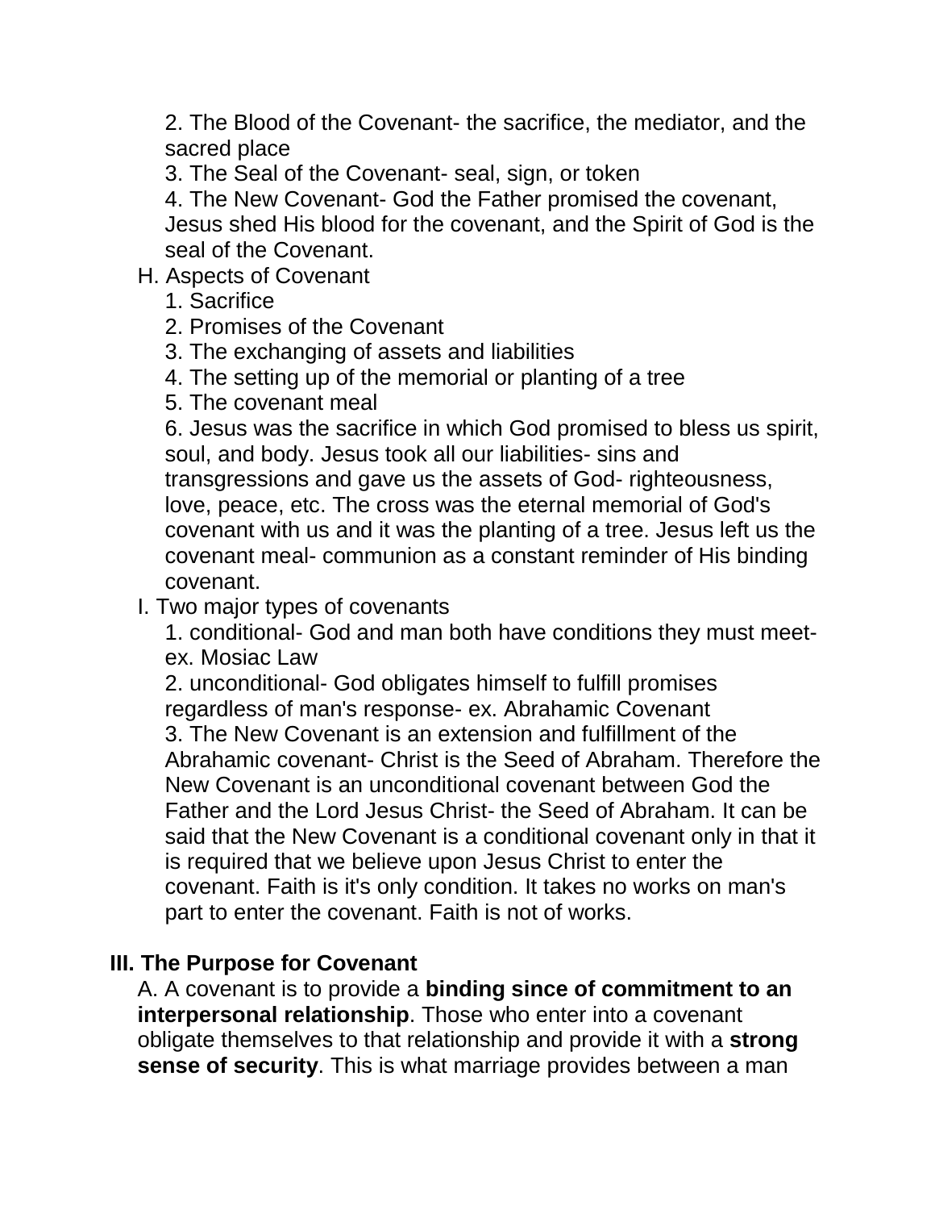2. The Blood of the Covenant- the sacrifice, the mediator, and the sacred place

3. The Seal of the Covenant- seal, sign, or token

4. The New Covenant- God the Father promised the covenant, Jesus shed His blood for the covenant, and the Spirit of God is the seal of the Covenant.

H. Aspects of Covenant

1. Sacrifice
2. Promises of the Covenant
3. The exchanging of assets and liabilities
4. The setting up of the memorial or planting of a tree
5. The covenant meal
6. Jesus was the sacrifice in which God promised to bless us spirit, soul, and body. Jesus took all our liabilities- sins and transgressions and gave us the assets of God- righteousness, love, peace, etc. The cross was the eternal memorial of God's covenant with us and it was the planting of a tree. Jesus left us the covenant meal- communion as a constant reminder of His binding covenant.

I. Two major types of covenants

1. conditional- God and man both have conditions they must meet- ex. Mosiac Law
2. unconditional- God obligates himself to fulfill promises regardless of man's response- ex. Abrahamic Covenant
3. The New Covenant is an extension and fulfillment of the Abrahamic covenant- Christ is the Seed of Abraham. Therefore the New Covenant is an unconditional covenant between God the Father and the Lord Jesus Christ- the Seed of Abraham. It can be said that the New Covenant is a conditional covenant only in that it is required that we believe upon Jesus Christ to enter the covenant. Faith is it's only condition. It takes no works on man's part to enter the covenant. Faith is not of works.

## III. The Purpose for Covenant

A. A covenant is to provide a **binding since of commitment to an interpersonal relationship**. Those who enter into a covenant obligate themselves to that relationship and provide it with a **strong sense of security**. This is what marriage provides between a man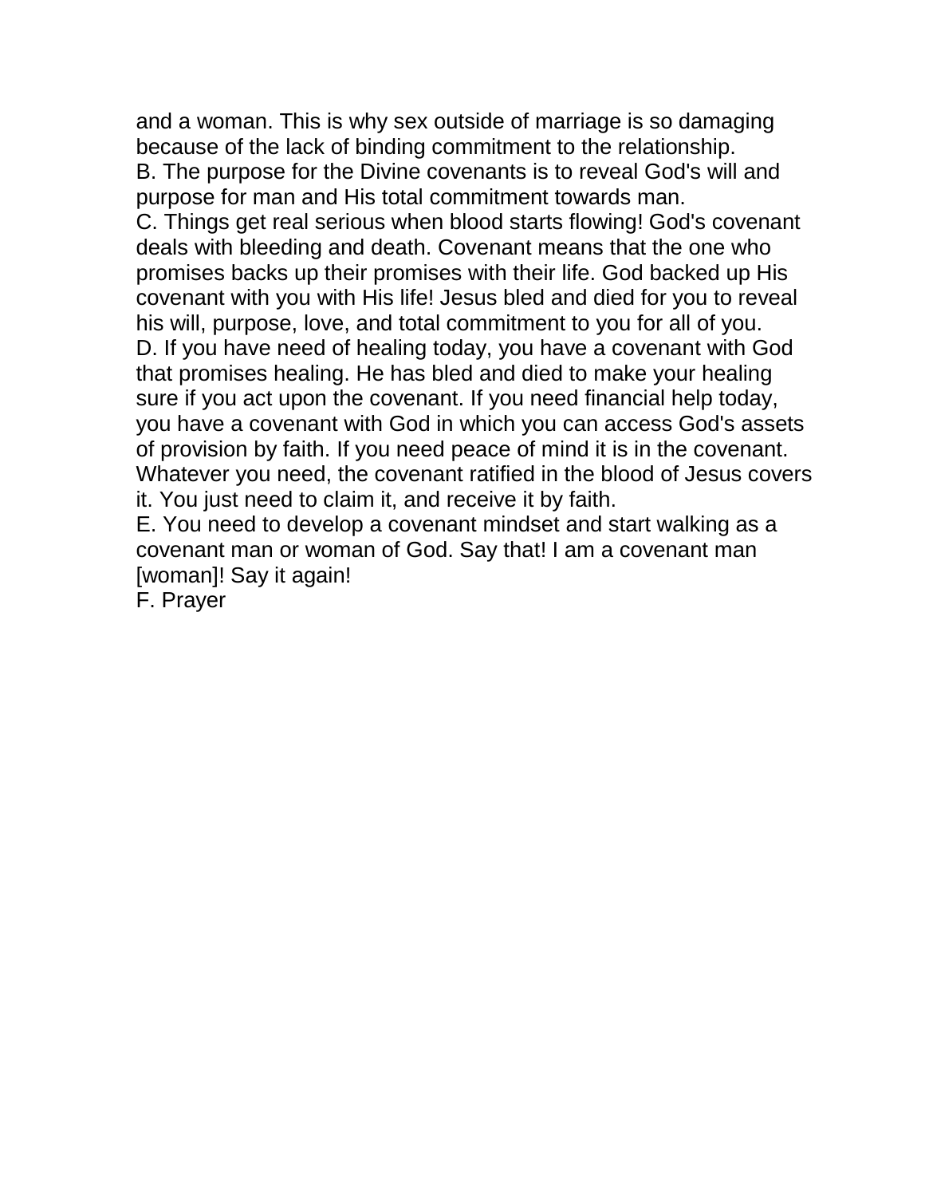and a woman. This is why sex outside of marriage is so damaging because of the lack of binding commitment to the relationship.

B. The purpose for the Divine covenants is to reveal God's will and purpose for man and His total commitment towards man.

C. Things get real serious when blood starts flowing! God's covenant deals with bleeding and death. Covenant means that the one who promises backs up their promises with their life. God backed up His covenant with you with His life! Jesus bled and died for you to reveal his will, purpose, love, and total commitment to you for all of you.

D. If you have need of healing today, you have a covenant with God that promises healing. He has bled and died to make your healing sure if you act upon the covenant. If you need financial help today, you have a covenant with God in which you can access God's assets of provision by faith. If you need peace of mind it is in the covenant. Whatever you need, the covenant ratified in the blood of Jesus covers it. You just need to claim it, and receive it by faith.

E. You need to develop a covenant mindset and start walking as a covenant man or woman of God. Say that! I am a covenant man [woman]! Say it again!

F. Prayer